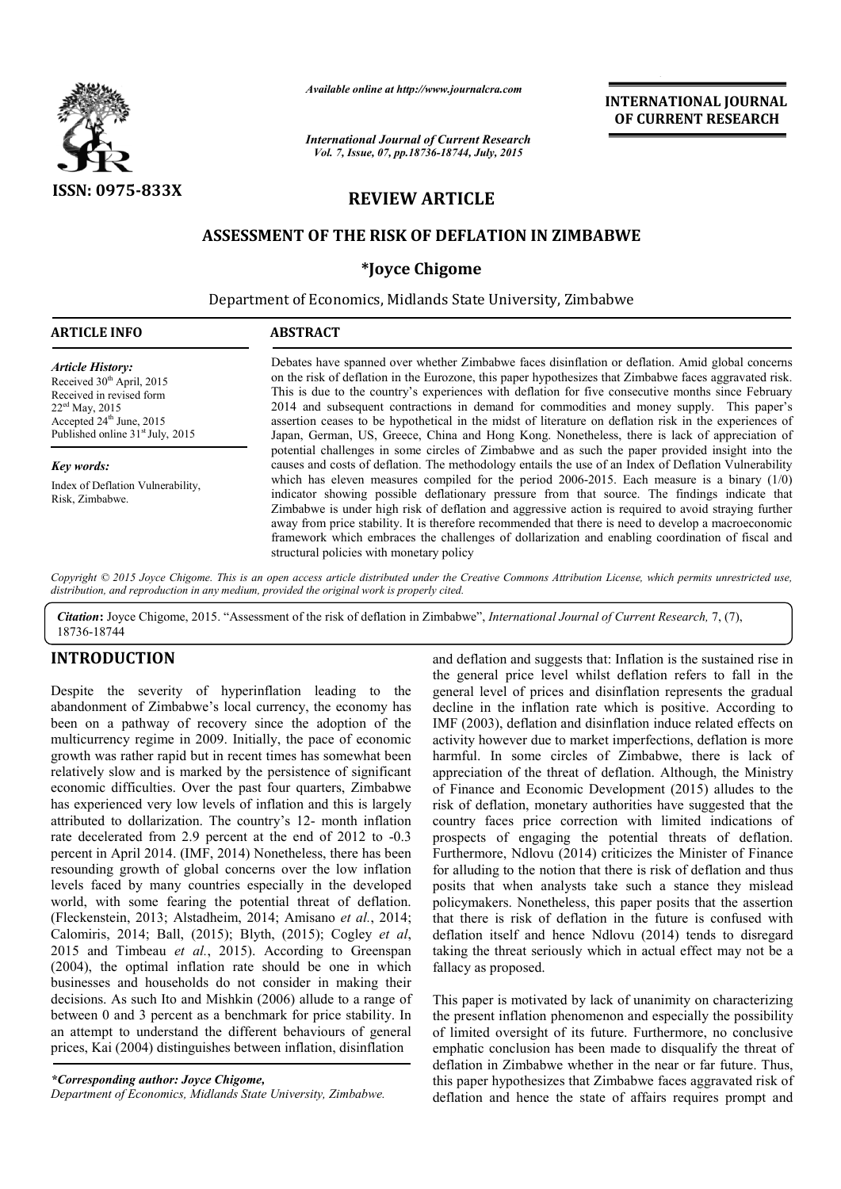ISSN: 0975-833X

*Available online at http://www.journalcra.com*

*International Journal of Current Research*
*Vol. 7, Issue, 07, pp.18736-18744, July, 2015*

**INTERNATIONAL JOURNAL OF CURRENT RESEARCH**

## REVIEW ARTICLE

# ASSESSMENT OF THE RISK OF DEFLATION IN ZIMBABWE

**\*Joyce Chigome**

Department of Economics, Midlands State University, Zimbabwe

**ARTICLE INFO**

*Article History:*
Received 30th April, 2015
Received in revised form 22nd May, 2015
Accepted 24th June, 2015
Published online 31st July, 2015

*Key words:*
Index of Deflation Vulnerability, Risk, Zimbabwe.

**ABSTRACT**

Debates have spanned over whether Zimbabwe faces disinflation or deflation. Amid global concerns on the risk of deflation in the Eurozone, this paper hypothesizes that Zimbabwe faces aggravated risk. This is due to the country's experiences with deflation for five consecutive months since February 2014 and subsequent contractions in demand for commodities and money supply. This paper's assertion ceases to be hypothetical in the midst of literature on deflation risk in the experiences of Japan, German, US, Greece, China and Hong Kong. Nonetheless, there is lack of appreciation of potential challenges in some circles of Zimbabwe and as such the paper provided insight into the causes and costs of deflation. The methodology entails the use of an Index of Deflation Vulnerability which has eleven measures compiled for the period 2006-2015. Each measure is a binary (1/0) indicator showing possible deflationary pressure from that source. The findings indicate that Zimbabwe is under high risk of deflation and aggressive action is required to avoid straying further away from price stability. It is therefore recommended that there is need to develop a macroeconomic framework which embraces the challenges of dollarization and enabling coordination of fiscal and structural policies with monetary policy

*Copyright © 2015 Joyce Chigome. This is an open access article distributed under the Creative Commons Attribution License, which permits unrestricted use, distribution, and reproduction in any medium, provided the original work is properly cited.*

**Citation:** Joyce Chigome, 2015. "Assessment of the risk of deflation in Zimbabwe", *International Journal of Current Research,* 7, (7), 18736-18744

## INTRODUCTION

Despite the severity of hyperinflation leading to the abandonment of Zimbabwe's local currency, the economy has been on a pathway of recovery since the adoption of the multicurrency regime in 2009. Initially, the pace of economic growth was rather rapid but in recent times has somewhat been relatively slow and is marked by the persistence of significant economic difficulties. Over the past four quarters, Zimbabwe has experienced very low levels of inflation and this is largely attributed to dollarization. The country's 12- month inflation rate decelerated from 2.9 percent at the end of 2012 to -0.3 percent in April 2014. (IMF, 2014) Nonetheless, there has been resounding growth of global concerns over the low inflation levels faced by many countries especially in the developed world, with some fearing the potential threat of deflation. (Fleckenstein, 2013; Alstadheim, 2014; Amisano *et al.*, 2014; Calomiris, 2014; Ball, (2015); Blyth, (2015); Cogley *et al*, 2015 and Timbeau *et al.*, 2015). According to Greenspan (2004), the optimal inflation rate should be one in which businesses and households do not consider in making their decisions. As such Ito and Mishkin (2006) allude to a range of between 0 and 3 percent as a benchmark for price stability. In an attempt to understand the different behaviours of general prices, Kai (2004) distinguishes between inflation, disinflation and deflation and suggests that: Inflation is the sustained rise in the general price level whilst deflation refers to fall in the general level of prices and disinflation represents the gradual decline in the inflation rate which is positive. According to IMF (2003), deflation and disinflation induce related effects on activity however due to market imperfections, deflation is more harmful. In some circles of Zimbabwe, there is lack of appreciation of the threat of deflation. Although, the Ministry of Finance and Economic Development (2015) alludes to the risk of deflation, monetary authorities have suggested that the country faces price correction with limited indications of prospects of engaging the potential threats of deflation. Furthermore, Ndlovu (2014) criticizes the Minister of Finance for alluding to the notion that there is risk of deflation and thus posits that when analysts take such a stance they mislead policymakers. Nonetheless, this paper posits that the assertion that there is risk of deflation in the future is confused with deflation itself and hence Ndlovu (2014) tends to disregard taking the threat seriously which in actual effect may not be a fallacy as proposed.

This paper is motivated by lack of unanimity on characterizing the present inflation phenomenon and especially the possibility of limited oversight of its future. Furthermore, no conclusive emphatic conclusion has been made to disqualify the threat of deflation in Zimbabwe whether in the near or far future. Thus, this paper hypothesizes that Zimbabwe faces aggravated risk of deflation and hence the state of affairs requires prompt and

*\*Corresponding author: Joyce Chigome,*
*Department of Economics, Midlands State University, Zimbabwe.*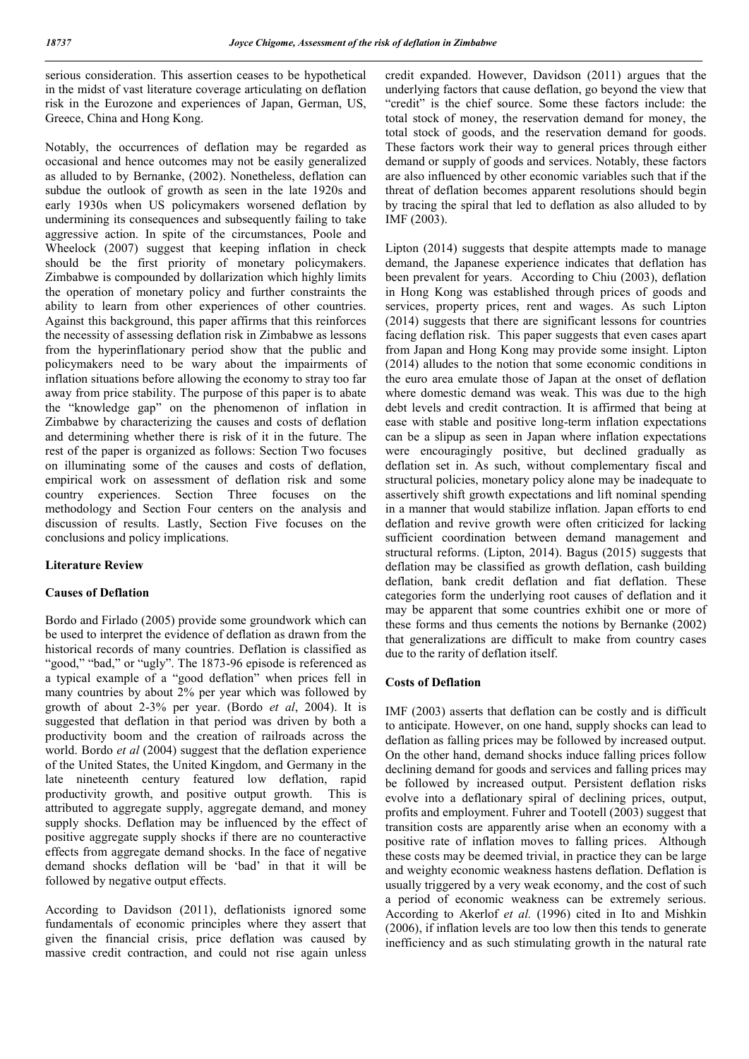serious consideration. This assertion ceases to be hypothetical in the midst of vast literature coverage articulating on deflation risk in the Eurozone and experiences of Japan, German, US, Greece, China and Hong Kong.

Notably, the occurrences of deflation may be regarded as occasional and hence outcomes may not be easily generalized as alluded to by Bernanke, (2002). Nonetheless, deflation can subdue the outlook of growth as seen in the late 1920s and early 1930s when US policymakers worsened deflation by undermining its consequences and subsequently failing to take aggressive action. In spite of the circumstances, Poole and Wheelock (2007) suggest that keeping inflation in check should be the first priority of monetary policymakers. Zimbabwe is compounded by dollarization which highly limits the operation of monetary policy and further constraints the ability to learn from other experiences of other countries. Against this background, this paper affirms that this reinforces the necessity of assessing deflation risk in Zimbabwe as lessons from the hyperinflationary period show that the public and policymakers need to be wary about the impairments of inflation situations before allowing the economy to stray too far away from price stability. The purpose of this paper is to abate the "knowledge gap" on the phenomenon of inflation in Zimbabwe by characterizing the causes and costs of deflation and determining whether there is risk of it in the future. The rest of the paper is organized as follows: Section Two focuses on illuminating some of the causes and costs of deflation, empirical work on assessment of deflation risk and some country experiences. Section Three focuses on the methodology and Section Four centers on the analysis and discussion of results. Lastly, Section Five focuses on the conclusions and policy implications.

## Literature Review

### Causes of Deflation

Bordo and Firlado (2005) provide some groundwork which can be used to interpret the evidence of deflation as drawn from the historical records of many countries. Deflation is classified as "good," "bad," or "ugly". The 1873-96 episode is referenced as a typical example of a "good deflation" when prices fell in many countries by about 2% per year which was followed by growth of about 2-3% per year. (Bordo *et al*, 2004). It is suggested that deflation in that period was driven by both a productivity boom and the creation of railroads across the world. Bordo *et al* (2004) suggest that the deflation experience of the United States, the United Kingdom, and Germany in the late nineteenth century featured low deflation, rapid productivity growth, and positive output growth. This is attributed to aggregate supply, aggregate demand, and money supply shocks. Deflation may be influenced by the effect of positive aggregate supply shocks if there are no counteractive effects from aggregate demand shocks. In the face of negative demand shocks deflation will be 'bad' in that it will be followed by negative output effects.

According to Davidson (2011), deflationists ignored some fundamentals of economic principles where they assert that given the financial crisis, price deflation was caused by massive credit contraction, and could not rise again unless credit expanded. However, Davidson (2011) argues that the underlying factors that cause deflation, go beyond the view that "credit" is the chief source. Some these factors include: the total stock of money, the reservation demand for money, the total stock of goods, and the reservation demand for goods. These factors work their way to general prices through either demand or supply of goods and services. Notably, these factors are also influenced by other economic variables such that if the threat of deflation becomes apparent resolutions should begin by tracing the spiral that led to deflation as also alluded to by IMF (2003).

Lipton (2014) suggests that despite attempts made to manage demand, the Japanese experience indicates that deflation has been prevalent for years. According to Chiu (2003), deflation in Hong Kong was established through prices of goods and services, property prices, rent and wages. As such Lipton (2014) suggests that there are significant lessons for countries facing deflation risk. This paper suggests that even cases apart from Japan and Hong Kong may provide some insight. Lipton (2014) alludes to the notion that some economic conditions in the euro area emulate those of Japan at the onset of deflation where domestic demand was weak. This was due to the high debt levels and credit contraction. It is affirmed that being at ease with stable and positive long-term inflation expectations can be a slipup as seen in Japan where inflation expectations were encouragingly positive, but declined gradually as deflation set in. As such, without complementary fiscal and structural policies, monetary policy alone may be inadequate to assertively shift growth expectations and lift nominal spending in a manner that would stabilize inflation. Japan efforts to end deflation and revive growth were often criticized for lacking sufficient coordination between demand management and structural reforms. (Lipton, 2014). Bagus (2015) suggests that deflation may be classified as growth deflation, cash building deflation, bank credit deflation and fiat deflation. These categories form the underlying root causes of deflation and it may be apparent that some countries exhibit one or more of these forms and thus cements the notions by Bernanke (2002) that generalizations are difficult to make from country cases due to the rarity of deflation itself.

### Costs of Deflation

IMF (2003) asserts that deflation can be costly and is difficult to anticipate. However, on one hand, supply shocks can lead to deflation as falling prices may be followed by increased output. On the other hand, demand shocks induce falling prices follow declining demand for goods and services and falling prices may be followed by increased output. Persistent deflation risks evolve into a deflationary spiral of declining prices, output, profits and employment. Fuhrer and Tootell (2003) suggest that transition costs are apparently arise when an economy with a positive rate of inflation moves to falling prices. Although these costs may be deemed trivial, in practice they can be large and weighty economic weakness hastens deflation. Deflation is usually triggered by a very weak economy, and the cost of such a period of economic weakness can be extremely serious. According to Akerlof *et al.* (1996) cited in Ito and Mishkin (2006), if inflation levels are too low then this tends to generate inefficiency and as such stimulating growth in the natural rate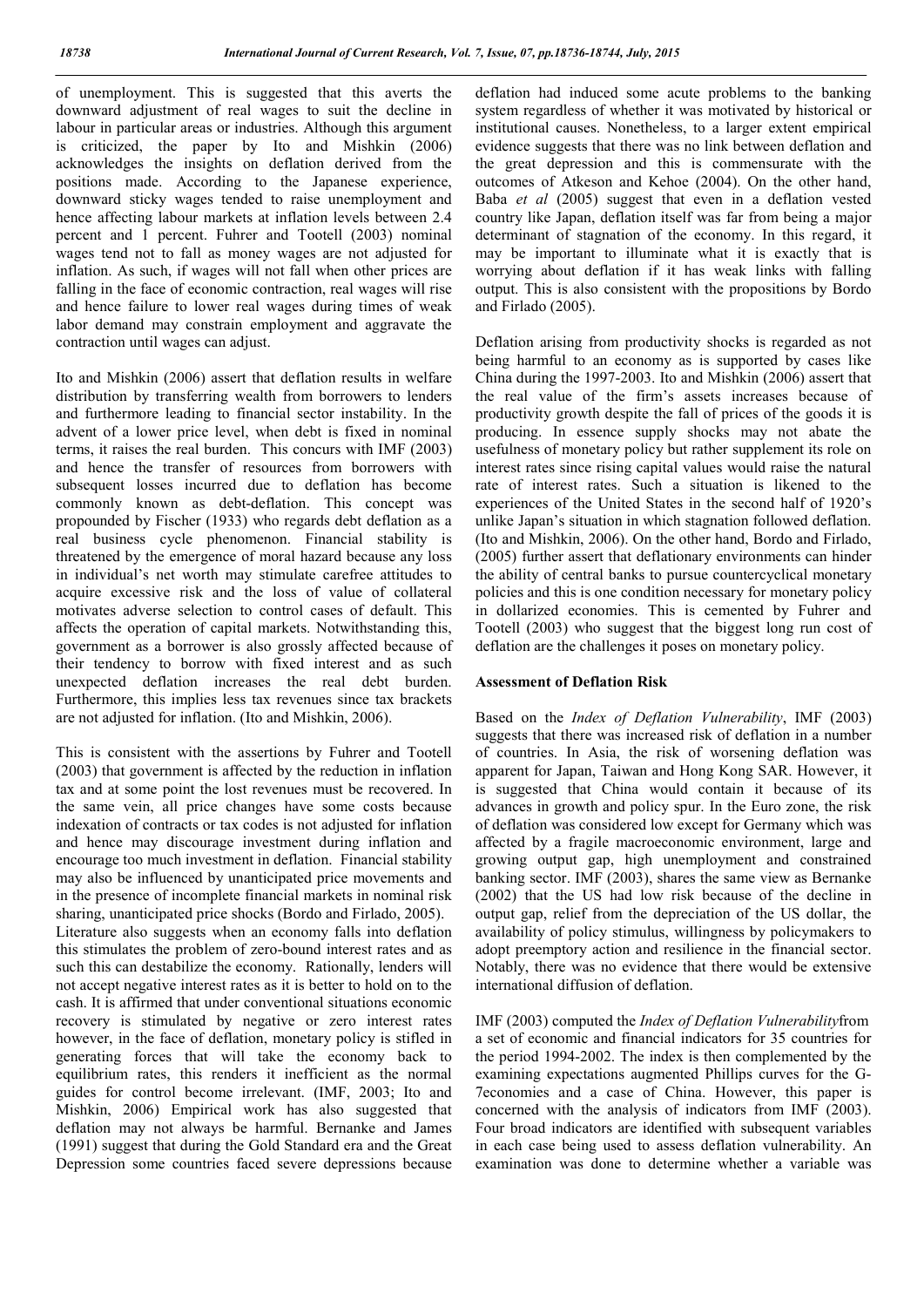of unemployment. This is suggested that this averts the downward adjustment of real wages to suit the decline in labour in particular areas or industries. Although this argument is criticized, the paper by Ito and Mishkin (2006) acknowledges the insights on deflation derived from the positions made. According to the Japanese experience, downward sticky wages tended to raise unemployment and hence affecting labour markets at inflation levels between 2.4 percent and 1 percent. Fuhrer and Tootell (2003) nominal wages tend not to fall as money wages are not adjusted for inflation. As such, if wages will not fall when other prices are falling in the face of economic contraction, real wages will rise and hence failure to lower real wages during times of weak labor demand may constrain employment and aggravate the contraction until wages can adjust.

Ito and Mishkin (2006) assert that deflation results in welfare distribution by transferring wealth from borrowers to lenders and furthermore leading to financial sector instability. In the advent of a lower price level, when debt is fixed in nominal terms, it raises the real burden. This concurs with IMF (2003) and hence the transfer of resources from borrowers with subsequent losses incurred due to deflation has become commonly known as debt-deflation. This concept was propounded by Fischer (1933) who regards debt deflation as a real business cycle phenomenon. Financial stability is threatened by the emergence of moral hazard because any loss in individual's net worth may stimulate carefree attitudes to acquire excessive risk and the loss of value of collateral motivates adverse selection to control cases of default. This affects the operation of capital markets. Notwithstanding this, government as a borrower is also grossly affected because of their tendency to borrow with fixed interest and as such unexpected deflation increases the real debt burden. Furthermore, this implies less tax revenues since tax brackets are not adjusted for inflation. (Ito and Mishkin, 2006).

This is consistent with the assertions by Fuhrer and Tootell (2003) that government is affected by the reduction in inflation tax and at some point the lost revenues must be recovered. In the same vein, all price changes have some costs because indexation of contracts or tax codes is not adjusted for inflation and hence may discourage investment during inflation and encourage too much investment in deflation. Financial stability may also be influenced by unanticipated price movements and in the presence of incomplete financial markets in nominal risk sharing, unanticipated price shocks (Bordo and Firlado, 2005).

Literature also suggests when an economy falls into deflation this stimulates the problem of zero-bound interest rates and as such this can destabilize the economy. Rationally, lenders will not accept negative interest rates as it is better to hold on to the cash. It is affirmed that under conventional situations economic recovery is stimulated by negative or zero interest rates however, in the face of deflation, monetary policy is stifled in generating forces that will take the economy back to equilibrium rates, this renders it inefficient as the normal guides for control become irrelevant. (IMF, 2003; Ito and Mishkin, 2006) Empirical work has also suggested that deflation may not always be harmful. Bernanke and James (1991) suggest that during the Gold Standard era and the Great Depression some countries faced severe depressions because deflation had induced some acute problems to the banking system regardless of whether it was motivated by historical or institutional causes. Nonetheless, to a larger extent empirical evidence suggests that there was no link between deflation and the great depression and this is commensurate with the outcomes of Atkeson and Kehoe (2004). On the other hand, Baba *et al* (2005) suggest that even in a deflation vested country like Japan, deflation itself was far from being a major determinant of stagnation of the economy. In this regard, it may be important to illuminate what it is exactly that is worrying about deflation if it has weak links with falling output. This is also consistent with the propositions by Bordo and Firlado (2005).

Deflation arising from productivity shocks is regarded as not being harmful to an economy as is supported by cases like China during the 1997-2003. Ito and Mishkin (2006) assert that the real value of the firm's assets increases because of productivity growth despite the fall of prices of the goods it is producing. In essence supply shocks may not abate the usefulness of monetary policy but rather supplement its role on interest rates since rising capital values would raise the natural rate of interest rates. Such a situation is likened to the experiences of the United States in the second half of 1920's unlike Japan's situation in which stagnation followed deflation. (Ito and Mishkin, 2006). On the other hand, Bordo and Firlado, (2005) further assert that deflationary environments can hinder the ability of central banks to pursue countercyclical monetary policies and this is one condition necessary for monetary policy in dollarized economies. This is cemented by Fuhrer and Tootell (2003) who suggest that the biggest long run cost of deflation are the challenges it poses on monetary policy.

## Assessment of Deflation Risk

Based on the *Index of Deflation Vulnerability*, IMF (2003) suggests that there was increased risk of deflation in a number of countries. In Asia, the risk of worsening deflation was apparent for Japan, Taiwan and Hong Kong SAR. However, it is suggested that China would contain it because of its advances in growth and policy spur. In the Euro zone, the risk of deflation was considered low except for Germany which was affected by a fragile macroeconomic environment, large and growing output gap, high unemployment and constrained banking sector. IMF (2003), shares the same view as Bernanke (2002) that the US had low risk because of the decline in output gap, relief from the depreciation of the US dollar, the availability of policy stimulus, willingness by policymakers to adopt preemptory action and resilience in the financial sector. Notably, there was no evidence that there would be extensive international diffusion of deflation.

IMF (2003) computed the *Index of Deflation Vulnerability*from a set of economic and financial indicators for 35 countries for the period 1994-2002. The index is then complemented by the examining expectations augmented Phillips curves for the G-7economies and a case of China. However, this paper is concerned with the analysis of indicators from IMF (2003). Four broad indicators are identified with subsequent variables in each case being used to assess deflation vulnerability. An examination was done to determine whether a variable was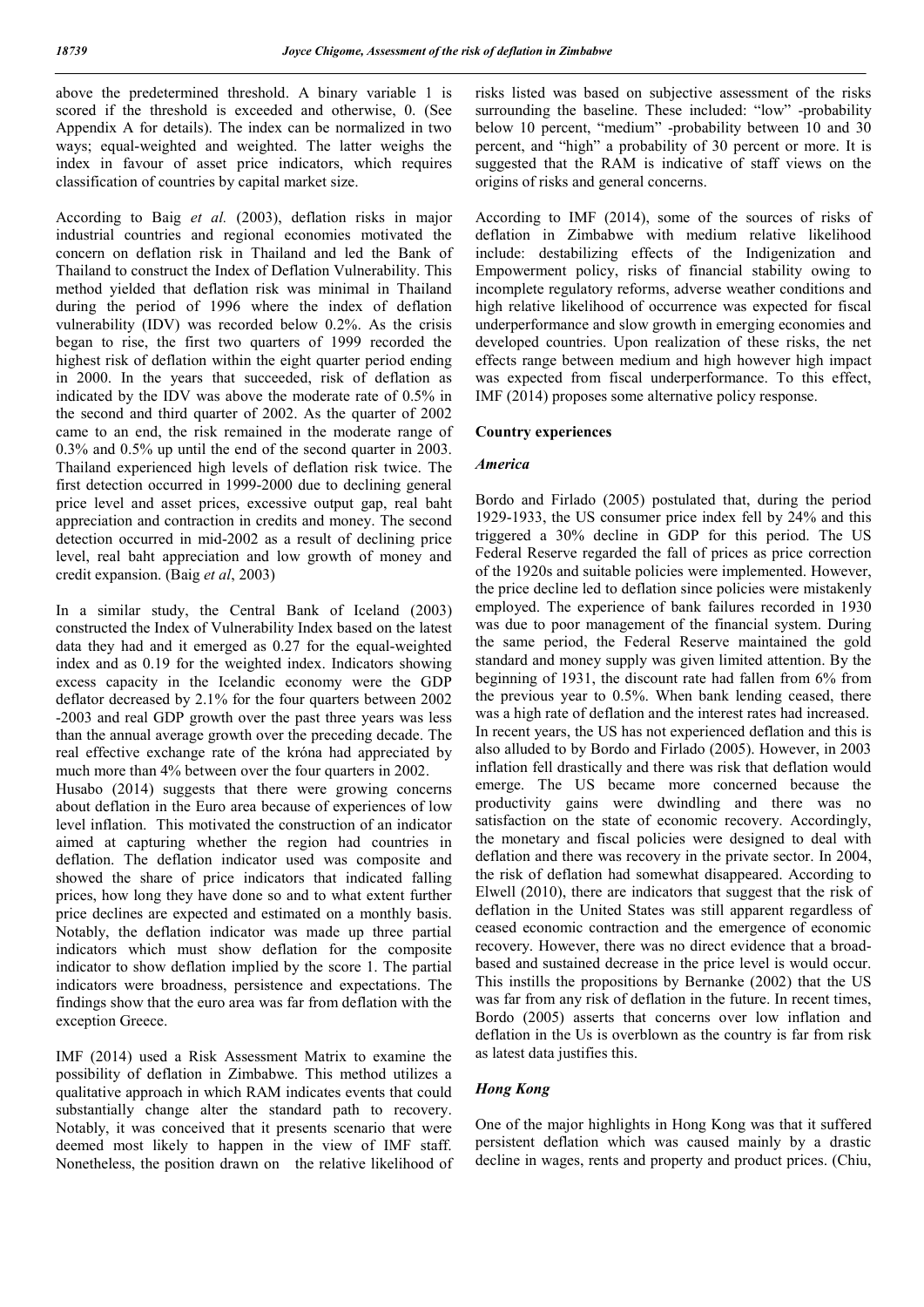above the predetermined threshold. A binary variable 1 is scored if the threshold is exceeded and otherwise, 0. (See Appendix A for details). The index can be normalized in two ways; equal-weighted and weighted. The latter weighs the index in favour of asset price indicators, which requires classification of countries by capital market size.

According to Baig *et al.* (2003), deflation risks in major industrial countries and regional economies motivated the concern on deflation risk in Thailand and led the Bank of Thailand to construct the Index of Deflation Vulnerability. This method yielded that deflation risk was minimal in Thailand during the period of 1996 where the index of deflation vulnerability (IDV) was recorded below 0.2%. As the crisis began to rise, the first two quarters of 1999 recorded the highest risk of deflation within the eight quarter period ending in 2000. In the years that succeeded, risk of deflation as indicated by the IDV was above the moderate rate of 0.5% in the second and third quarter of 2002. As the quarter of 2002 came to an end, the risk remained in the moderate range of 0.3% and 0.5% up until the end of the second quarter in 2003. Thailand experienced high levels of deflation risk twice. The first detection occurred in 1999-2000 due to declining general price level and asset prices, excessive output gap, real baht appreciation and contraction in credits and money. The second detection occurred in mid-2002 as a result of declining price level, real baht appreciation and low growth of money and credit expansion. (Baig *et al*, 2003)

In a similar study, the Central Bank of Iceland (2003) constructed the Index of Vulnerability Index based on the latest data they had and it emerged as 0.27 for the equal-weighted index and as 0.19 for the weighted index. Indicators showing excess capacity in the Icelandic economy were the GDP deflator decreased by 2.1% for the four quarters between 2002 -2003 and real GDP growth over the past three years was less than the annual average growth over the preceding decade. The real effective exchange rate of the króna had appreciated by much more than 4% between over the four quarters in 2002.

Husabo (2014) suggests that there were growing concerns about deflation in the Euro area because of experiences of low level inflation. This motivated the construction of an indicator aimed at capturing whether the region had countries in deflation. The deflation indicator used was composite and showed the share of price indicators that indicated falling prices, how long they have done so and to what extent further price declines are expected and estimated on a monthly basis. Notably, the deflation indicator was made up three partial indicators which must show deflation for the composite indicator to show deflation implied by the score 1. The partial indicators were broadness, persistence and expectations. The findings show that the euro area was far from deflation with the exception Greece.

IMF (2014) used a Risk Assessment Matrix to examine the possibility of deflation in Zimbabwe. This method utilizes a qualitative approach in which RAM indicates events that could substantially change alter the standard path to recovery. Notably, it was conceived that it presents scenario that were deemed most likely to happen in the view of IMF staff. Nonetheless, the position drawn on the relative likelihood of risks listed was based on subjective assessment of the risks surrounding the baseline. These included: "low" -probability below 10 percent, "medium" -probability between 10 and 30 percent, and "high" a probability of 30 percent or more. It is suggested that the RAM is indicative of staff views on the origins of risks and general concerns.

According to IMF (2014), some of the sources of risks of deflation in Zimbabwe with medium relative likelihood include: destabilizing effects of the Indigenization and Empowerment policy, risks of financial stability owing to incomplete regulatory reforms, adverse weather conditions and high relative likelihood of occurrence was expected for fiscal underperformance and slow growth in emerging economies and developed countries. Upon realization of these risks, the net effects range between medium and high however high impact was expected from fiscal underperformance. To this effect, IMF (2014) proposes some alternative policy response.

## Country experiences

### *America*

Bordo and Firlado (2005) postulated that, during the period 1929-1933, the US consumer price index fell by 24% and this triggered a 30% decline in GDP for this period. The US Federal Reserve regarded the fall of prices as price correction of the 1920s and suitable policies were implemented. However, the price decline led to deflation since policies were mistakenly employed. The experience of bank failures recorded in 1930 was due to poor management of the financial system. During the same period, the Federal Reserve maintained the gold standard and money supply was given limited attention. By the beginning of 1931, the discount rate had fallen from 6% from the previous year to 0.5%. When bank lending ceased, there was a high rate of deflation and the interest rates had increased. In recent years, the US has not experienced deflation and this is also alluded to by Bordo and Firlado (2005). However, in 2003 inflation fell drastically and there was risk that deflation would emerge. The US became more concerned because the productivity gains were dwindling and there was no satisfaction on the state of economic recovery. Accordingly, the monetary and fiscal policies were designed to deal with deflation and there was recovery in the private sector. In 2004, the risk of deflation had somewhat disappeared. According to Elwell (2010), there are indicators that suggest that the risk of deflation in the United States was still apparent regardless of ceased economic contraction and the emergence of economic recovery. However, there was no direct evidence that a broad-based and sustained decrease in the price level is would occur. This instills the propositions by Bernanke (2002) that the US was far from any risk of deflation in the future. In recent times, Bordo (2005) asserts that concerns over low inflation and deflation in the Us is overblown as the country is far from risk as latest data justifies this.

### *Hong Kong*

One of the major highlights in Hong Kong was that it suffered persistent deflation which was caused mainly by a drastic decline in wages, rents and property and product prices. (Chiu,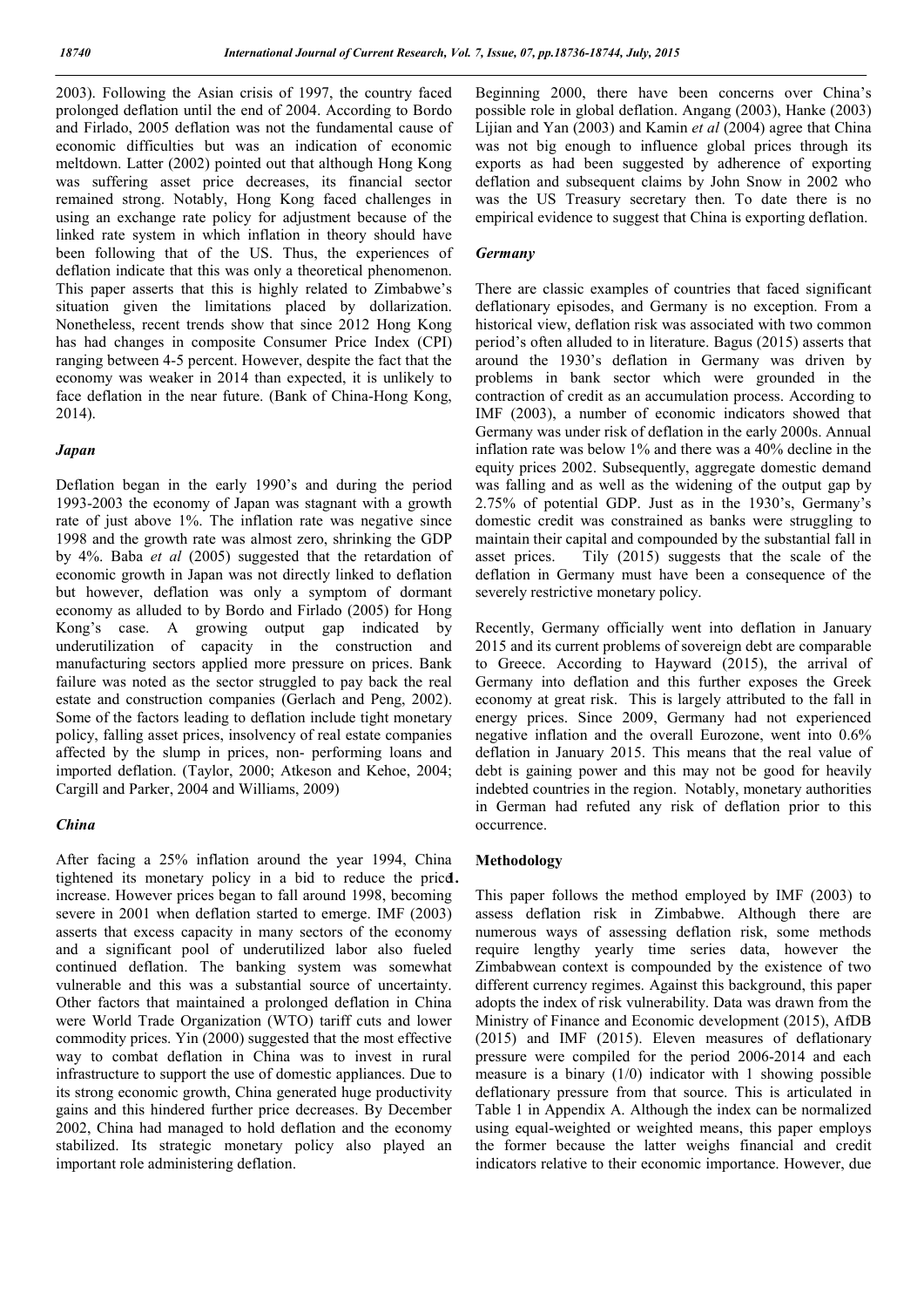2003). Following the Asian crisis of 1997, the country faced prolonged deflation until the end of 2004. According to Bordo and Firlado, 2005 deflation was not the fundamental cause of economic difficulties but was an indication of economic meltdown. Latter (2002) pointed out that although Hong Kong was suffering asset price decreases, its financial sector remained strong. Notably, Hong Kong faced challenges in using an exchange rate policy for adjustment because of the linked rate system in which inflation in theory should have been following that of the US. Thus, the experiences of deflation indicate that this was only a theoretical phenomenon. This paper asserts that this is highly related to Zimbabwe's situation given the limitations placed by dollarization. Nonetheless, recent trends show that since 2012 Hong Kong has had changes in composite Consumer Price Index (CPI) ranging between 4-5 percent. However, despite the fact that the economy was weaker in 2014 than expected, it is unlikely to face deflation in the near future. (Bank of China-Hong Kong, 2014).

### *Japan*

Deflation began in the early 1990's and during the period 1993-2003 the economy of Japan was stagnant with a growth rate of just above 1%. The inflation rate was negative since 1998 and the growth rate was almost zero, shrinking the GDP by 4%. Baba *et al* (2005) suggested that the retardation of economic growth in Japan was not directly linked to deflation but however, deflation was only a symptom of dormant economy as alluded to by Bordo and Firlado (2005) for Hong Kong's case. A growing output gap indicated by underutilization of capacity in the construction and manufacturing sectors applied more pressure on prices. Bank failure was noted as the sector struggled to pay back the real estate and construction companies (Gerlach and Peng, 2002). Some of the factors leading to deflation include tight monetary policy, falling asset prices, insolvency of real estate companies affected by the slump in prices, non- performing loans and imported deflation. (Taylor, 2000; Atkeson and Kehoe, 2004; Cargill and Parker, 2004 and Williams, 2009)

### *China*

After facing a 25% inflation around the year 1994, China tightened its monetary policy in a bid to reduce the price increase. However prices began to fall around 1998, becoming severe in 2001 when deflation started to emerge. IMF (2003) asserts that excess capacity in many sectors of the economy and a significant pool of underutilized labor also fueled continued deflation. The banking system was somewhat vulnerable and this was a substantial source of uncertainty. Other factors that maintained a prolonged deflation in China were World Trade Organization (WTO) tariff cuts and lower commodity prices. Yin (2000) suggested that the most effective way to combat deflation in China was to invest in rural infrastructure to support the use of domestic appliances. Due to its strong economic growth, China generated huge productivity gains and this hindered further price decreases. By December 2002, China had managed to hold deflation and the economy stabilized. Its strategic monetary policy also played an important role administering deflation.

Beginning 2000, there have been concerns over China's possible role in global deflation. Angang (2003), Hanke (2003) Lijian and Yan (2003) and Kamin *et al* (2004) agree that China was not big enough to influence global prices through its exports as had been suggested by adherence of exporting deflation and subsequent claims by John Snow in 2002 who was the US Treasury secretary then. To date there is no empirical evidence to suggest that China is exporting deflation.

### *Germany*

There are classic examples of countries that faced significant deflationary episodes, and Germany is no exception. From a historical view, deflation risk was associated with two common period's often alluded to in literature. Bagus (2015) asserts that around the 1930's deflation in Germany was driven by problems in bank sector which were grounded in the contraction of credit as an accumulation process. According to IMF (2003), a number of economic indicators showed that Germany was under risk of deflation in the early 2000s. Annual inflation rate was below 1% and there was a 40% decline in the equity prices 2002. Subsequently, aggregate domestic demand was falling and as well as the widening of the output gap by 2.75% of potential GDP. Just as in the 1930's, Germany's domestic credit was constrained as banks were struggling to maintain their capital and compounded by the substantial fall in asset prices. Tily (2015) suggests that the scale of the deflation in Germany must have been a consequence of the severely restrictive monetary policy.

Recently, Germany officially went into deflation in January 2015 and its current problems of sovereign debt are comparable to Greece. According to Hayward (2015), the arrival of Germany into deflation and this further exposes the Greek economy at great risk. This is largely attributed to the fall in energy prices. Since 2009, Germany had not experienced negative inflation and the overall Eurozone, went into 0.6% deflation in January 2015. This means that the real value of debt is gaining power and this may not be good for heavily indebted countries in the region. Notably, monetary authorities in German had refuted any risk of deflation prior to this occurrence.

## Methodology

This paper follows the method employed by IMF (2003) to assess deflation risk in Zimbabwe. Although there are numerous ways of assessing deflation risk, some methods require lengthy yearly time series data, however the Zimbabwean context is compounded by the existence of two different currency regimes. Against this background, this paper adopts the index of risk vulnerability. Data was drawn from the Ministry of Finance and Economic development (2015), AfDB (2015) and IMF (2015). Eleven measures of deflationary pressure were compiled for the period 2006-2014 and each measure is a binary (1/0) indicator with 1 showing possible deflationary pressure from that source. This is articulated in Table 1 in Appendix A. Although the index can be normalized using equal-weighted or weighted means, this paper employs the former because the latter weighs financial and credit indicators relative to their economic importance. However, due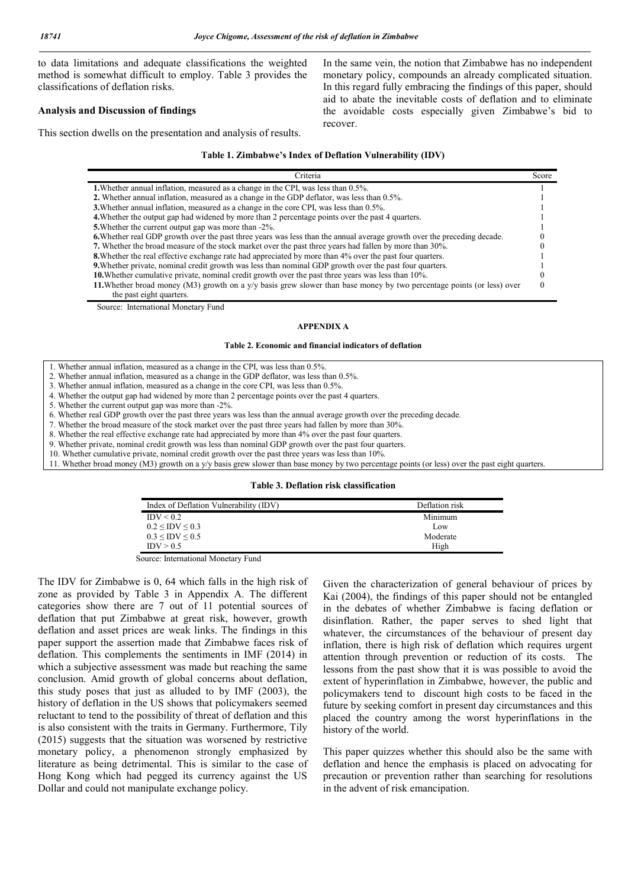to data limitations and adequate classifications the weighted method is somewhat difficult to employ. Table 3 provides the classifications of deflation risks.

### Analysis and Discussion of findings

This section dwells on the presentation and analysis of results.

In the same vein, the notion that Zimbabwe has no independent monetary policy, compounds an already complicated situation. In this regard fully embracing the findings of this paper, should aid to abate the inevitable costs of deflation and to eliminate the avoidable costs especially given Zimbabwe's bid to recover.

**Table 1. Zimbabwe's Index of Deflation Vulnerability (IDV)**

| Criteria | Score |
|---|---|
| **1.** Whether annual inflation, measured as a change in the CPI, was less than 0.5%. | 1 |
| **2.** Whether annual inflation, measured as a change in the GDP deflator, was less than 0.5%. | 1 |
| **3.** Whether annual inflation, measured as a change in the core CPI, was less than 0.5%. | 1 |
| **4.** Whether the output gap had widened by more than 2 percentage points over the past 4 quarters. | 1 |
| **5.** Whether the current output gap was more than -2%. | 1 |
| **6.** Whether real GDP growth over the past three years was less than the annual average growth over the preceding decade. | 0 |
| **7.** Whether the broad measure of the stock market over the past three years had fallen by more than 30%. | 0 |
| **8.** Whether the real effective exchange rate had appreciated by more than 4% over the past four quarters. | 1 |
| **9.** Whether private, nominal credit growth was less than nominal GDP growth over the past four quarters. | 1 |
| **10.** Whether cumulative private, nominal credit growth over the past three years was less than 10%. | 0 |
| **11.** Whether broad money (M3) growth on a y/y basis grew slower than base money by two percentage points (or less) over the past eight quarters. | 0 |

Source: International Monetary Fund

**APPENDIX A**

**Table 2. Economic and financial indicators of deflation**

1. Whether annual inflation, measured as a change in the CPI, was less than 0.5%.
2. Whether annual inflation, measured as a change in the GDP deflator, was less than 0.5%.
3. Whether annual inflation, measured as a change in the core CPI, was less than 0.5%.
4. Whether the output gap had widened by more than 2 percentage points over the past 4 quarters.
5. Whether the current output gap was more than -2%.
6. Whether real GDP growth over the past three years was less than the annual average growth over the preceding decade.
7. Whether the broad measure of the stock market over the past three years had fallen by more than 30%.
8. Whether the real effective exchange rate had appreciated by more than 4% over the past four quarters.
9. Whether private, nominal credit growth was less than nominal GDP growth over the past four quarters.
10. Whether cumulative private, nominal credit growth over the past three years was less than 10%.
11. Whether broad money (M3) growth on a y/y basis grew slower than base money by two percentage points (or less) over the past eight quarters.

**Table 3. Deflation risk classification**

| Index of Deflation Vulnerability (IDV) | Deflation risk |
|---|---|
| IDV < 0.2 | Minimum |
| 0.2 ≤ IDV ≤ 0.3 | Low |
| 0.3 ≤ IDV ≤ 0.5 | Moderate |
| IDV > 0.5 | High |

Source: International Monetary Fund

The IDV for Zimbabwe is 0, 64 which falls in the high risk of zone as provided by Table 3 in Appendix A. The different categories show there are 7 out of 11 potential sources of deflation that put Zimbabwe at great risk, however, growth deflation and asset prices are weak links. The findings in this paper support the assertion made that Zimbabwe faces risk of deflation. This complements the sentiments in IMF (2014) in which a subjective assessment was made but reaching the same conclusion. Amid growth of global concerns about deflation, this study poses that just as alluded to by IMF (2003), the history of deflation in the US shows that policymakers seemed reluctant to tend to the possibility of threat of deflation and this is also consistent with the traits in Germany. Furthermore, Tily (2015) suggests that the situation was worsened by restrictive monetary policy, a phenomenon strongly emphasized by literature as being detrimental. This is similar to the case of Hong Kong which had pegged its currency against the US Dollar and could not manipulate exchange policy.

Given the characterization of general behaviour of prices by Kai (2004), the findings of this paper should not be entangled in the debates of whether Zimbabwe is facing deflation or disinflation. Rather, the paper serves to shed light that whatever, the circumstances of the behaviour of present day inflation, there is high risk of deflation which requires urgent attention through prevention or reduction of its costs. The lessons from the past show that it is was possible to avoid the extent of hyperinflation in Zimbabwe, however, the public and policymakers tend to discount high costs to be faced in the future by seeking comfort in present day circumstances and this placed the country among the worst hyperinflations in the history of the world.

This paper quizzes whether this should also be the same with deflation and hence the emphasis is placed on advocating for precaution or prevention rather than searching for resolutions in the advent of risk emancipation.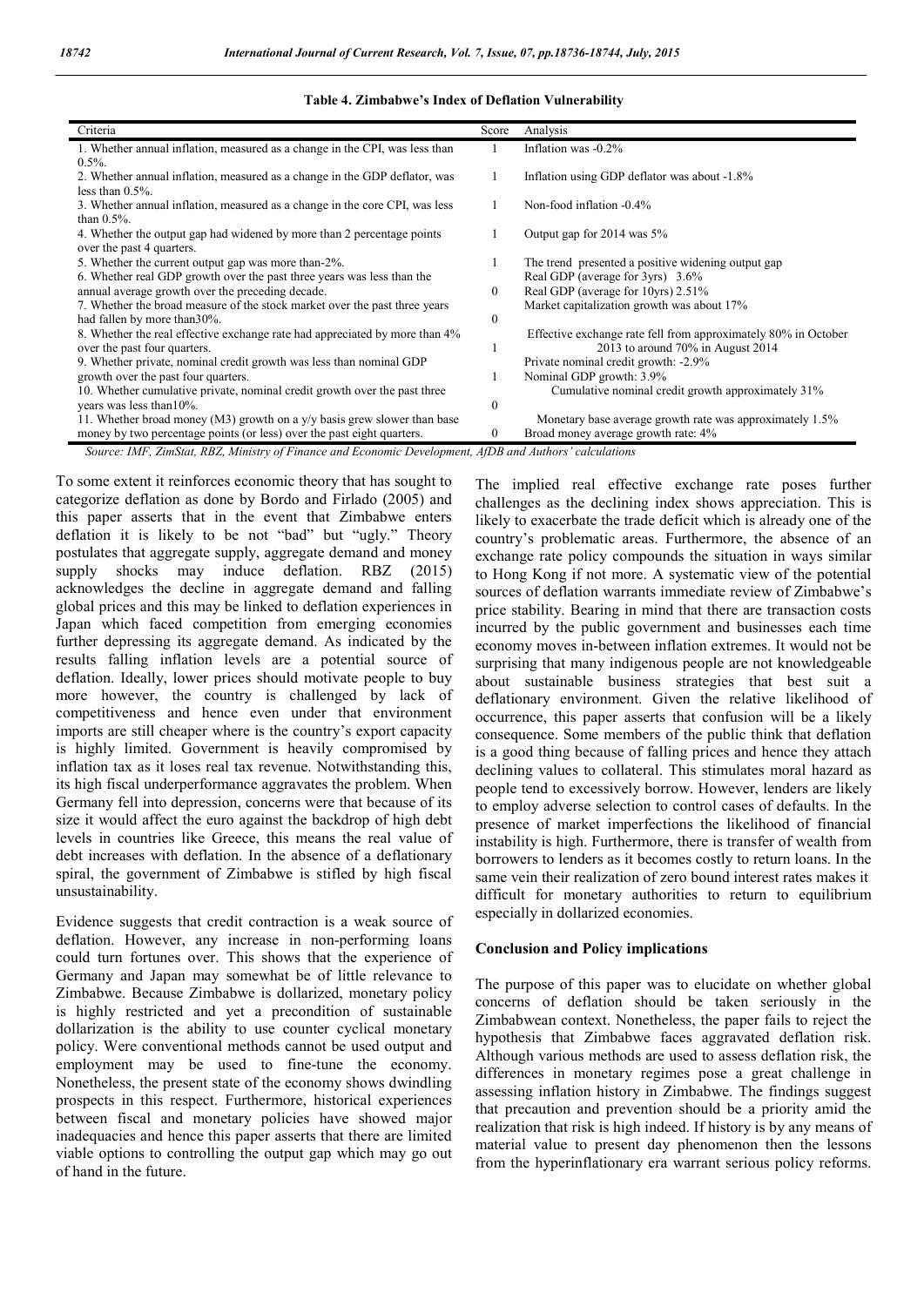**Table 4. Zimbabwe's Index of Deflation Vulnerability**

| Criteria | Score | Analysis |
|---|---|---|
| 1. Whether annual inflation, measured as a change in the CPI, was less than 0.5%. | 1 | Inflation was -0.2% |
| 2. Whether annual inflation, measured as a change in the GDP deflator, was less than 0.5%. | 1 | Inflation using GDP deflator was about -1.8% |
| 3. Whether annual inflation, measured as a change in the core CPI, was less than 0.5%. | 1 | Non-food inflation -0.4% |
| 4. Whether the output gap had widened by more than 2 percentage points over the past 4 quarters. | 1 | Output gap for 2014 was 5% |
| 5. Whether the current output gap was more than-2%. | 1 | The trend presented a positive widening output gap |
| 6. Whether real GDP growth over the past three years was less than the annual average growth over the preceding decade. | 0 | Real GDP (average for 3yrs) 3.6%<br>Real GDP (average for 10yrs) 2.51% |
| 7. Whether the broad measure of the stock market over the past three years had fallen by more than30%. | 0 | Market capitalization growth was about 17% |
| 8. Whether the real effective exchange rate had appreciated by more than 4% over the past four quarters. | 1 | Effective exchange rate fell from approximately 80% in October 2013 to around 70% in August 2014 |
| 9. Whether private, nominal credit growth was less than nominal GDP growth over the past four quarters. | 1 | Private nominal credit growth: -2.9%<br>Nominal GDP growth: 3.9% |
| 10. Whether cumulative private, nominal credit growth over the past three years was less than10%. | 0 | Cumulative nominal credit growth approximately 31% |
| 11. Whether broad money (M3) growth on a y/y basis grew slower than base money by two percentage points (or less) over the past eight quarters. | 0 | Monetary base average growth rate was approximately 1.5%<br>Broad money average growth rate: 4% |

*Source: IMF, ZimStat, RBZ, Ministry of Finance and Economic Development, AfDB and Authors' calculations*

To some extent it reinforces economic theory that has sought to categorize deflation as done by Bordo and Firlado (2005) and this paper asserts that in the event that Zimbabwe enters deflation it is likely to be not "bad" but "ugly." Theory postulates that aggregate supply, aggregate demand and money supply shocks may induce deflation. RBZ (2015) acknowledges the decline in aggregate demand and falling global prices and this may be linked to deflation experiences in Japan which faced competition from emerging economies further depressing its aggregate demand. As indicated by the results falling inflation levels are a potential source of deflation. Ideally, lower prices should motivate people to buy more however, the country is challenged by lack of competitiveness and hence even under that environment imports are still cheaper where is the country's export capacity is highly limited. Government is heavily compromised by inflation tax as it loses real tax revenue. Notwithstanding this, its high fiscal underperformance aggravates the problem. When Germany fell into depression, concerns were that because of its size it would affect the euro against the backdrop of high debt levels in countries like Greece, this means the real value of debt increases with deflation. In the absence of a deflationary spiral, the government of Zimbabwe is stifled by high fiscal unsustainability.

Evidence suggests that credit contraction is a weak source of deflation. However, any increase in non-performing loans could turn fortunes over. This shows that the experience of Germany and Japan may somewhat be of little relevance to Zimbabwe. Because Zimbabwe is dollarized, monetary policy is highly restricted and yet a precondition of sustainable dollarization is the ability to use counter cyclical monetary policy. Were conventional methods cannot be used output and employment may be used to fine-tune the economy. Nonetheless, the present state of the economy shows dwindling prospects in this respect. Furthermore, historical experiences between fiscal and monetary policies have showed major inadequacies and hence this paper asserts that there are limited viable options to controlling the output gap which may go out of hand in the future.

The implied real effective exchange rate poses further challenges as the declining index shows appreciation. This is likely to exacerbate the trade deficit which is already one of the country's problematic areas. Furthermore, the absence of an exchange rate policy compounds the situation in ways similar to Hong Kong if not more. A systematic view of the potential sources of deflation warrants immediate review of Zimbabwe's price stability. Bearing in mind that there are transaction costs incurred by the public government and businesses each time economy moves in-between inflation extremes. It would not be surprising that many indigenous people are not knowledgeable about sustainable business strategies that best suit a deflationary environment. Given the relative likelihood of occurrence, this paper asserts that confusion will be a likely consequence. Some members of the public think that deflation is a good thing because of falling prices and hence they attach declining values to collateral. This stimulates moral hazard as people tend to excessively borrow. However, lenders are likely to employ adverse selection to control cases of defaults. In the presence of market imperfections the likelihood of financial instability is high. Furthermore, there is transfer of wealth from borrowers to lenders as it becomes costly to return loans. In the same vein their realization of zero bound interest rates makes it difficult for monetary authorities to return to equilibrium especially in dollarized economies.

## Conclusion and Policy implications

The purpose of this paper was to elucidate on whether global concerns of deflation should be taken seriously in the Zimbabwean context. Nonetheless, the paper fails to reject the hypothesis that Zimbabwe faces aggravated deflation risk. Although various methods are used to assess deflation risk, the differences in monetary regimes pose a great challenge in assessing inflation history in Zimbabwe. The findings suggest that precaution and prevention should be a priority amid the realization that risk is high indeed. If history is by any means of material value to present day phenomenon then the lessons from the hyperinflationary era warrant serious policy reforms.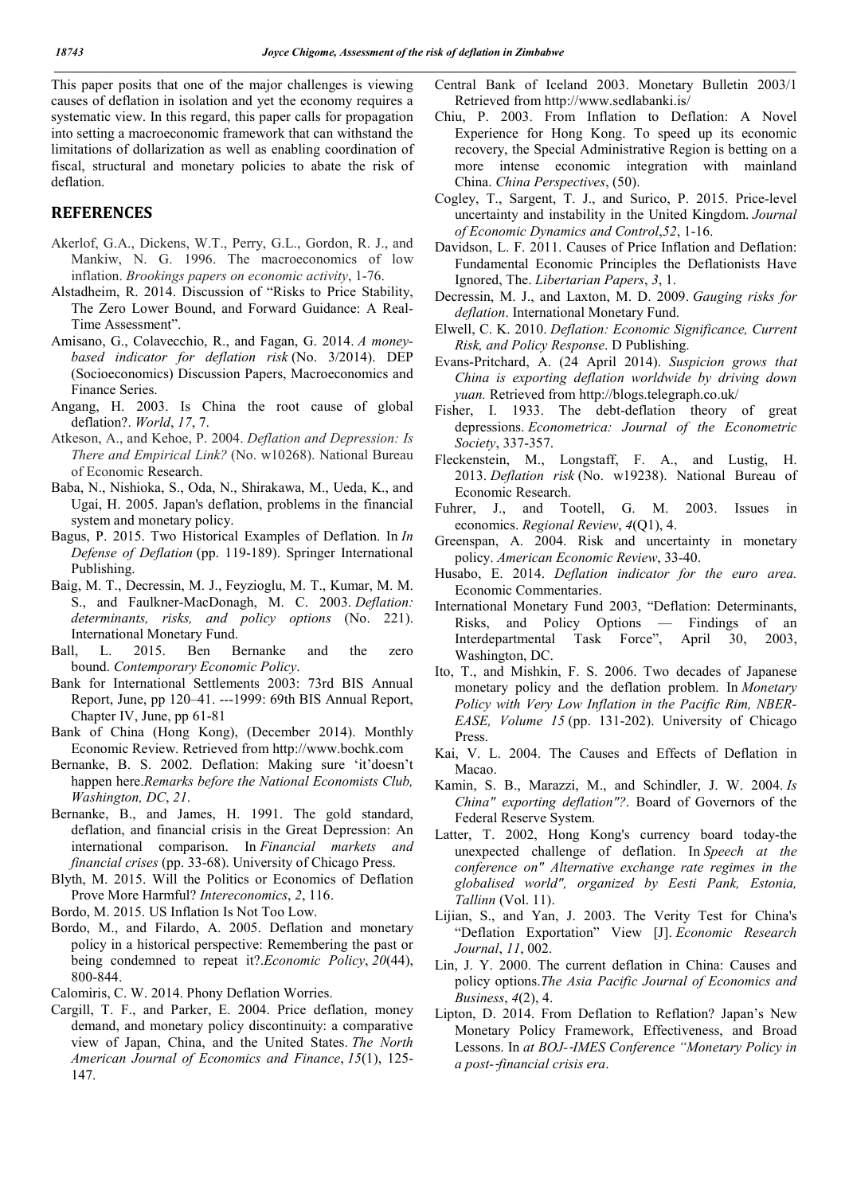This paper posits that one of the major challenges is viewing causes of deflation in isolation and yet the economy requires a systematic view. In this regard, this paper calls for propagation into setting a macroeconomic framework that can withstand the limitations of dollarization as well as enabling coordination of fiscal, structural and monetary policies to abate the risk of deflation.

## REFERENCES

Akerlof, G.A., Dickens, W.T., Perry, G.L., Gordon, R. J., and Mankiw, N. G. 1996. The macroeconomics of low inflation. *Brookings papers on economic activity*, 1-76.

Alstadheim, R. 2014. Discussion of "Risks to Price Stability, The Zero Lower Bound, and Forward Guidance: A Real-Time Assessment".

Amisano, G., Colavecchio, R., and Fagan, G. 2014. *A money-based indicator for deflation risk* (No. 3/2014). DEP (Socioeconomics) Discussion Papers, Macroeconomics and Finance Series.

Angang, H. 2003. Is China the root cause of global deflation?. *World*, *17*, 7.

Atkeson, A., and Kehoe, P. 2004. *Deflation and Depression: Is There and Empirical Link?* (No. w10268). National Bureau of Economic Research.

Baba, N., Nishioka, S., Oda, N., Shirakawa, M., Ueda, K., and Ugai, H. 2005. Japan's deflation, problems in the financial system and monetary policy.

Bagus, P. 2015. Two Historical Examples of Deflation. In *In Defense of Deflation* (pp. 119-189). Springer International Publishing.

Baig, M. T., Decressin, M. J., Feyzioglu, M. T., Kumar, M. M. S., and Faulkner-MacDonagh, M. C. 2003. *Deflation: determinants, risks, and policy options* (No. 221). International Monetary Fund.

Ball, L. 2015. Ben Bernanke and the zero bound. *Contemporary Economic Policy*.

Bank for International Settlements 2003: 73rd BIS Annual Report, June, pp 120–41. ---1999: 69th BIS Annual Report, Chapter IV, June, pp 61-81

Bank of China (Hong Kong), (December 2014). Monthly Economic Review. Retrieved from http://www.bochk.com

Bernanke, B. S. 2002. Deflation: Making sure 'it'doesn't happen here.*Remarks before the National Economists Club, Washington, DC*, *21*.

Bernanke, B., and James, H. 1991. The gold standard, deflation, and financial crisis in the Great Depression: An international comparison. In *Financial markets and financial crises* (pp. 33-68). University of Chicago Press.

Blyth, M. 2015. Will the Politics or Economics of Deflation Prove More Harmful? *Intereconomics*, *2*, 116.

Bordo, M. 2015. US Inflation Is Not Too Low.

Bordo, M., and Filardo, A. 2005. Deflation and monetary policy in a historical perspective: Remembering the past or being condemned to repeat it?.*Economic Policy*, *20*(44), 800-844.

Calomiris, C. W. 2014. Phony Deflation Worries.

Cargill, T. F., and Parker, E. 2004. Price deflation, money demand, and monetary policy discontinuity: a comparative view of Japan, China, and the United States. *The North American Journal of Economics and Finance*, *15*(1), 125-147.

Central Bank of Iceland 2003. Monetary Bulletin 2003/1 Retrieved from http://www.sedlabanki.is/

Chiu, P. 2003. From Inflation to Deflation: A Novel Experience for Hong Kong. To speed up its economic recovery, the Special Administrative Region is betting on a more intense economic integration with mainland China. *China Perspectives*, (50).

Cogley, T., Sargent, T. J., and Surico, P. 2015. Price-level uncertainty and instability in the United Kingdom. *Journal of Economic Dynamics and Control*,*52*, 1-16.

Davidson, L. F. 2011. Causes of Price Inflation and Deflation: Fundamental Economic Principles the Deflationists Have Ignored, The. *Libertarian Papers*, *3*, 1.

Decressin, M. J., and Laxton, M. D. 2009. *Gauging risks for deflation*. International Monetary Fund.

Elwell, C. K. 2010. *Deflation: Economic Significance, Current Risk, and Policy Response*. D Publishing.

Evans-Pritchard, A. (24 April 2014). *Suspicion grows that China is exporting deflation worldwide by driving down yuan.* Retrieved from http://blogs.telegraph.co.uk/

Fisher, I. 1933. The debt-deflation theory of great depressions. *Econometrica: Journal of the Econometric Society*, 337-357.

Fleckenstein, M., Longstaff, F. A., and Lustig, H. 2013. *Deflation risk* (No. w19238). National Bureau of Economic Research.

Fuhrer, J., and Tootell, G. M. 2003. Issues in economics. *Regional Review*, *4*(Q1), 4.

Greenspan, A. 2004. Risk and uncertainty in monetary policy. *American Economic Review*, 33-40.

Husabo, E. 2014. *Deflation indicator for the euro area.* Economic Commentaries.

International Monetary Fund 2003, "Deflation: Determinants, Risks, and Policy Options — Findings of an Interdepartmental Task Force", April 30, 2003, Washington, DC.

Ito, T., and Mishkin, F. S. 2006. Two decades of Japanese monetary policy and the deflation problem. In *Monetary Policy with Very Low Inflation in the Pacific Rim, NBER-EASE, Volume 15* (pp. 131-202). University of Chicago Press.

Kai, V. L. 2004. The Causes and Effects of Deflation in Macao.

Kamin, S. B., Marazzi, M., and Schindler, J. W. 2004. *Is China" exporting deflation"?*. Board of Governors of the Federal Reserve System.

Latter, T. 2002, Hong Kong's currency board today-the unexpected challenge of deflation. In *Speech at the conference on" Alternative exchange rate regimes in the globalised world", organized by Eesti Pank, Estonia, Tallinn* (Vol. 11).

Lijian, S., and Yan, J. 2003. The Verity Test for China's "Deflation Exportation" View [J]. *Economic Research Journal*, *11*, 002.

Lin, J. Y. 2000. The current deflation in China: Causes and policy options.*The Asia Pacific Journal of Economics and Business*, *4*(2), 4.

Lipton, D. 2014. From Deflation to Reflation? Japan's New Monetary Policy Framework, Effectiveness, and Broad Lessons. In *at BOJ-‐IMES Conference "Monetary Policy in a post-‐financial crisis era*.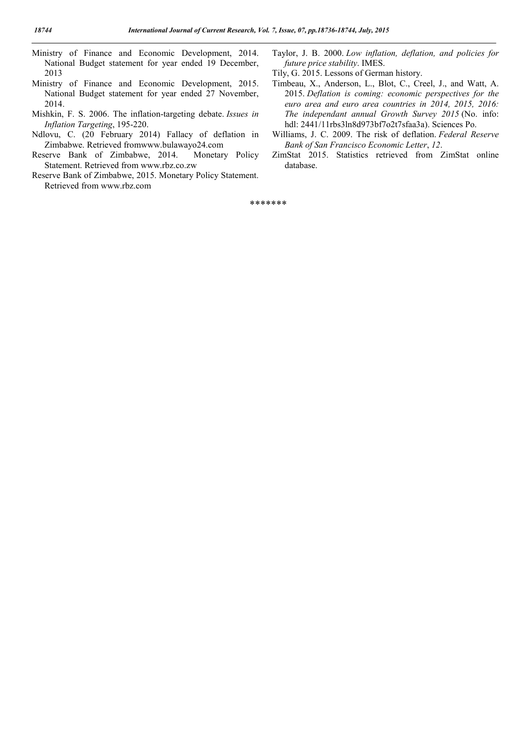Ministry of Finance and Economic Development, 2014. National Budget statement for year ended 19 December, 2013

Ministry of Finance and Economic Development, 2015. National Budget statement for year ended 27 November, 2014.

Mishkin, F. S. 2006. The inflation-targeting debate. *Issues in Inflation Targeting*, 195-220.

Ndlovu, C. (20 February 2014) Fallacy of deflation in Zimbabwe. Retrieved fromwww.bulawayo24.com

Reserve Bank of Zimbabwe, 2014. Monetary Policy Statement. Retrieved from www.rbz.co.zw

Reserve Bank of Zimbabwe, 2015. Monetary Policy Statement. Retrieved from www.rbz.com

Taylor, J. B. 2000. *Low inflation, deflation, and policies for future price stability*. IMES.

Tily, G. 2015. Lessons of German history.

Timbeau, X., Anderson, L., Blot, C., Creel, J., and Watt, A. 2015. *Deflation is coming: economic perspectives for the euro area and euro area countries in 2014, 2015, 2016: The independant annual Growth Survey 2015* (No. info: hdl: 2441/11rbs3ln8d973bf7o2t7sfaa3a). Sciences Po.

Williams, J. C. 2009. The risk of deflation. *Federal Reserve Bank of San Francisco Economic Letter*, *12*.

ZimStat 2015. Statistics retrieved from ZimStat online database.

*******